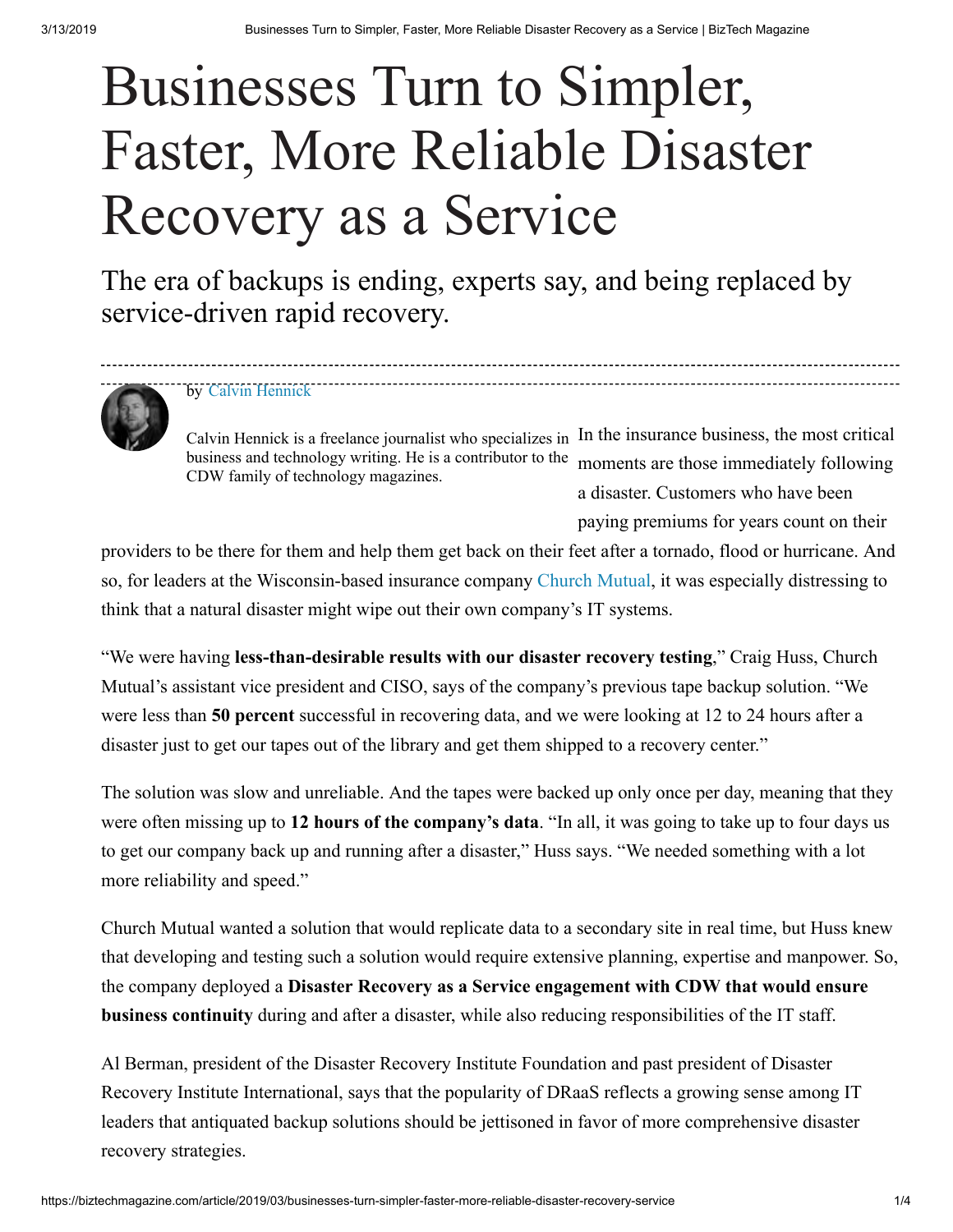# Businesses Turn to Simpler, Faster, More Reliable Disaster Recovery as a Service

## The era of backups is ending, experts say, and being replaced by service-driven rapid recovery.

by Calvin Hennick

Calvin Hennick is a freelance journalist who specializes in business and technology writing. He is a contributor to the CDW family of technology magazines.

In the insurance business, the most critical moments are those immediately following a disaster. Customers who have been paying premiums for years count on their providers to be there for them and help them get back on their feet after a tornado, flood or hurricane. And so, for leaders at the Wisconsin-based insurance company Church Mutual, it was especially distressing to think that a natural disaster might wipe out their own company's IT systems.

"We were having **less-than-desirable results with our disaster recovery testing**," Craig Huss, Church Mutual's assistant vice president and CISO, says of the company's previous tape backup solution. "We were less than **50 percent** successful in recovering data, and we were looking at 12 to 24 hours after a disaster just to get our tapes out of the library and get them shipped to a recovery center."

The solution was slow and unreliable. And the tapes were backed up only once per day, meaning that they were often missing up to **12 hours of the company's data**. "In all, it was going to take up to four days us to get our company back up and running after a disaster," Huss says. "We needed something with a lot more reliability and speed."

Church Mutual wanted a solution that would replicate data to a secondary site in real time, but Huss knew that developing and testing such a solution would require extensive planning, expertise and manpower. So, the company deployed a **Disaster Recovery as a Service engagement with CDW that would ensure business continuity** during and after a disaster, while also reducing responsibilities of the IT staff.

Al Berman, president of the Disaster Recovery Institute Foundation and past president of Disaster Recovery Institute International, says that the popularity of DRaaS reflects a growing sense among IT leaders that antiquated backup solutions should be jettisoned in favor of more comprehensive disaster recovery strategies.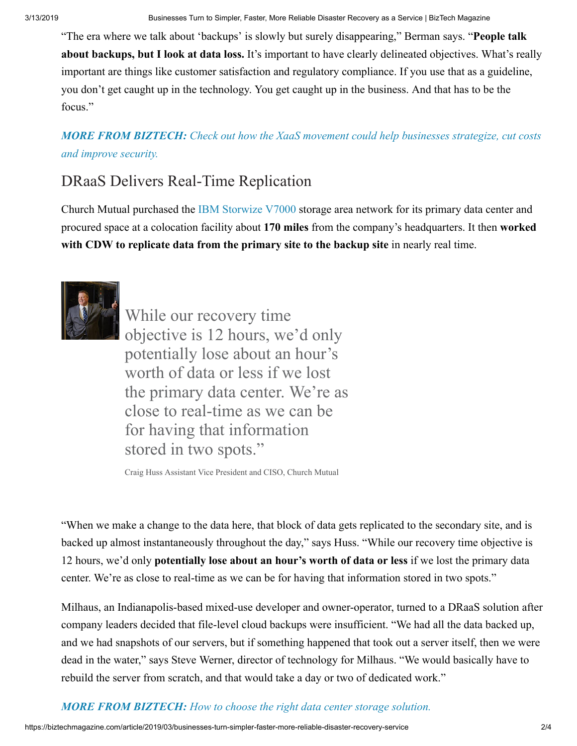"The era where we talk about 'backups' is slowly but surely disappearing," Berman says. "**People talk about backups, but I look at data loss.** It's important to have clearly delineated objectives. What's really important are things like customer satisfaction and regulatory compliance. If you use that as a guideline, you don't get caught up in the technology. You get caught up in the business. And that has to be the focus."

***MORE FROM BIZTECH:*** *Check out how the XaaS movement could help businesses strategize, cut costs and improve security.*

## DRaaS Delivers Real-Time Replication

Church Mutual purchased the IBM Storwize V7000 storage area network for its primary data center and procured space at a colocation facility about **170 miles** from the company's headquarters. It then **worked with CDW to replicate data from the primary site to the backup site** in nearly real time.

> While our recovery time objective is 12 hours, we'd only potentially lose about an hour's worth of data or less if we lost the primary data center. We're as close to real-time as we can be for having that information stored in two spots."
>
> Craig Huss Assistant Vice President and CISO, Church Mutual

"When we make a change to the data here, that block of data gets replicated to the secondary site, and is backed up almost instantaneously throughout the day," says Huss. "While our recovery time objective is 12 hours, we'd only **potentially lose about an hour's worth of data or less** if we lost the primary data center. We're as close to real-time as we can be for having that information stored in two spots."

Milhaus, an Indianapolis-based mixed-use developer and owner-operator, turned to a DRaaS solution after company leaders decided that file-level cloud backups were insufficient. "We had all the data backed up, and we had snapshots of our servers, but if something happened that took out a server itself, then we were dead in the water," says Steve Werner, director of technology for Milhaus. "We would basically have to rebuild the server from scratch, and that would take a day or two of dedicated work."

***MORE FROM BIZTECH:*** *How to choose the right data center storage solution.*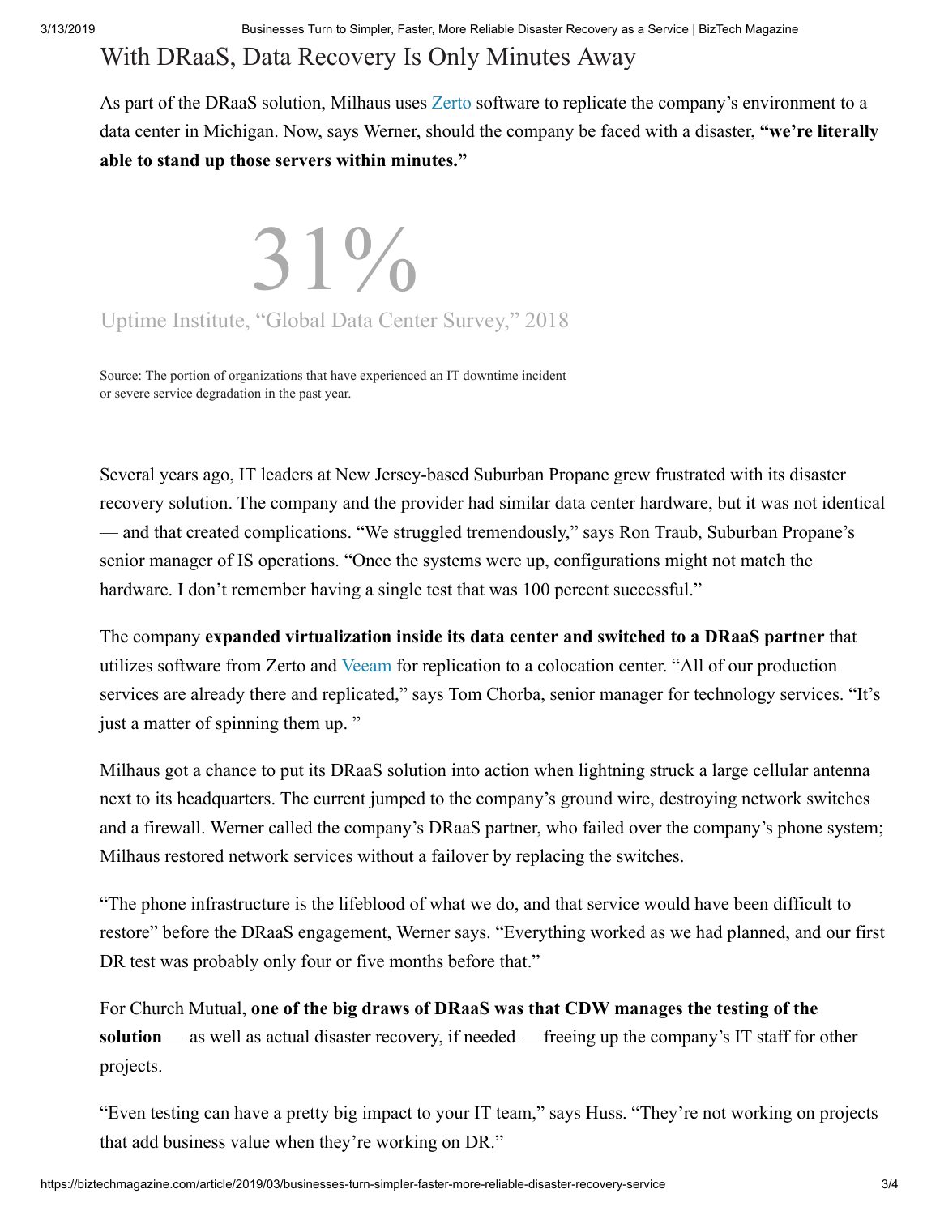## With DRaaS, Data Recovery Is Only Minutes Away

As part of the DRaaS solution, Milhaus uses Zerto software to replicate the company's environment to a data center in Michigan. Now, says Werner, should the company be faced with a disaster, **"we're literally able to stand up those servers within minutes."**

31%

Uptime Institute, "Global Data Center Survey," 2018

Source: The portion of organizations that have experienced an IT downtime incident or severe service degradation in the past year.

Several years ago, IT leaders at New Jersey-based Suburban Propane grew frustrated with its disaster recovery solution. The company and the provider had similar data center hardware, but it was not identical — and that created complications. "We struggled tremendously," says Ron Traub, Suburban Propane's senior manager of IS operations. "Once the systems were up, configurations might not match the hardware. I don't remember having a single test that was 100 percent successful."

The company **expanded virtualization inside its data center and switched to a DRaaS partner** that utilizes software from Zerto and Veeam for replication to a colocation center. "All of our production services are already there and replicated," says Tom Chorba, senior manager for technology services. "It's just a matter of spinning them up. "

Milhaus got a chance to put its DRaaS solution into action when lightning struck a large cellular antenna next to its headquarters. The current jumped to the company's ground wire, destroying network switches and a firewall. Werner called the company's DRaaS partner, who failed over the company's phone system; Milhaus restored network services without a failover by replacing the switches.

"The phone infrastructure is the lifeblood of what we do, and that service would have been difficult to restore" before the DRaaS engagement, Werner says. "Everything worked as we had planned, and our first DR test was probably only four or five months before that."

For Church Mutual, **one of the big draws of DRaaS was that CDW manages the testing of the solution** — as well as actual disaster recovery, if needed — freeing up the company's IT staff for other projects.

"Even testing can have a pretty big impact to your IT team," says Huss. "They're not working on projects that add business value when they're working on DR."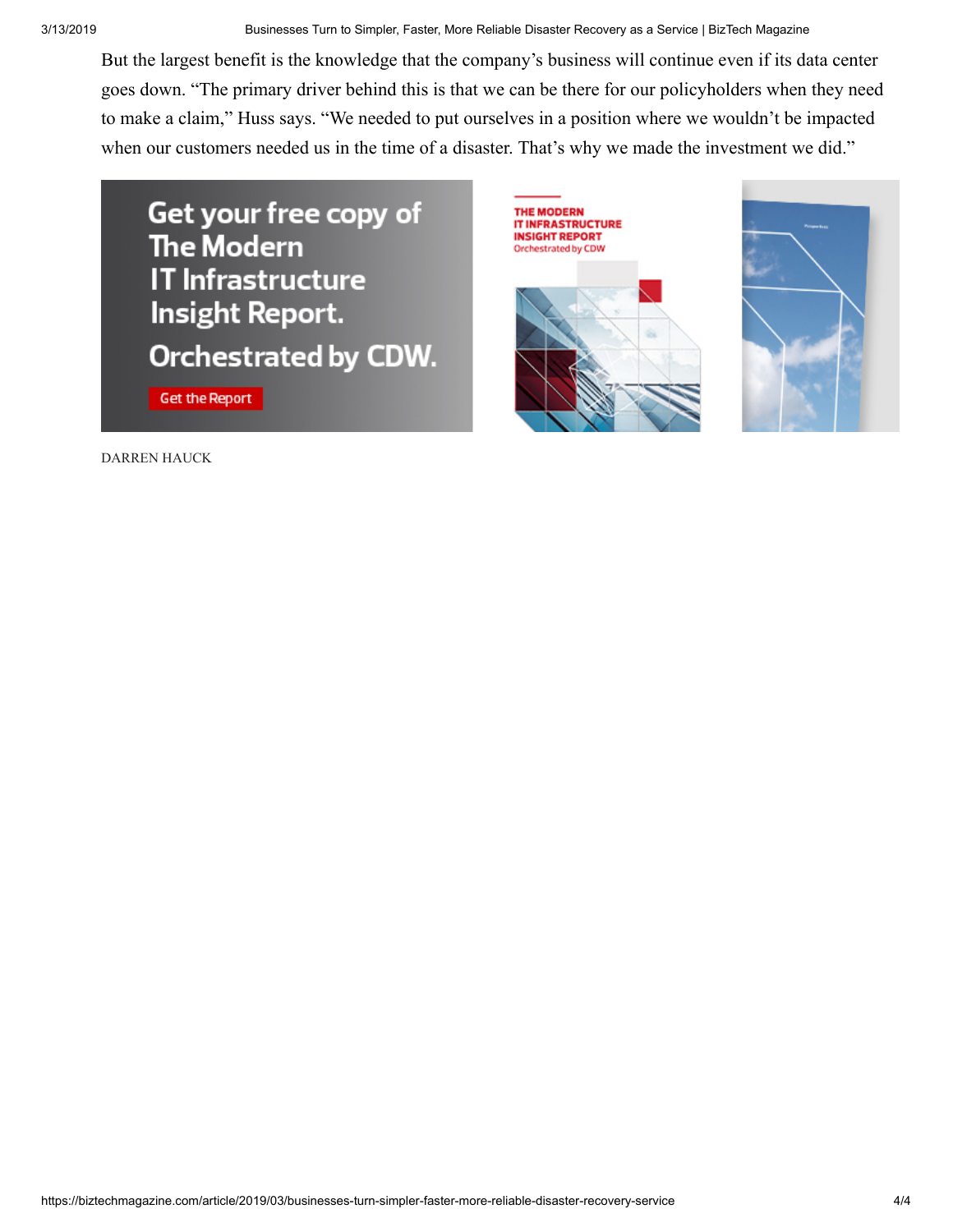But the largest benefit is the knowledge that the company's business will continue even if its data center goes down. "The primary driver behind this is that we can be there for our policyholders when they need to make a claim," Huss says. "We needed to put ourselves in a position where we wouldn't be impacted when our customers needed us in the time of a disaster. That's why we made the investment we did."

Get your free copy of The Modern IT Infrastructure Insight Report. Orchestrated by CDW.

Get the Report

DARREN HAUCK